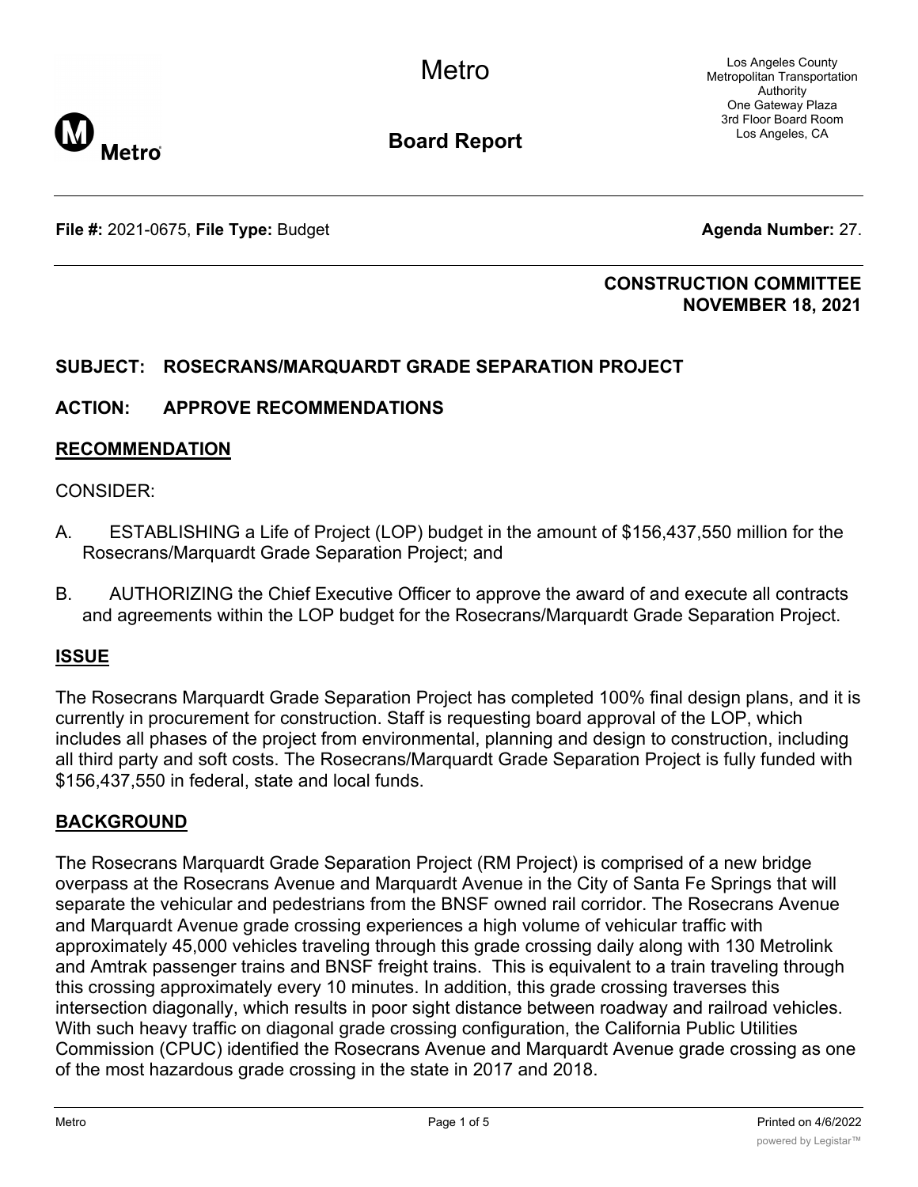# Metro

## Board Report

Los Angeles County
Metropolitan Transportation Authority
One Gateway Plaza
3rd Floor Board Room
Los Angeles, CA

**File #:** 2021-0675, **File Type:** Budget **Agenda Number:** 27.

**CONSTRUCTION COMMITTEE**
**NOVEMBER 18, 2021**

**SUBJECT: ROSECRANS/MARQUARDT GRADE SEPARATION PROJECT**

**ACTION: APPROVE RECOMMENDATIONS**

## RECOMMENDATION

CONSIDER:

A. ESTABLISHING a Life of Project (LOP) budget in the amount of $156,437,550 million for the Rosecrans/Marquardt Grade Separation Project; and

B. AUTHORIZING the Chief Executive Officer to approve the award of and execute all contracts and agreements within the LOP budget for the Rosecrans/Marquardt Grade Separation Project.

## ISSUE

The Rosecrans Marquardt Grade Separation Project has completed 100% final design plans, and it is currently in procurement for construction. Staff is requesting board approval of the LOP, which includes all phases of the project from environmental, planning and design to construction, including all third party and soft costs. The Rosecrans/Marquardt Grade Separation Project is fully funded with $156,437,550 in federal, state and local funds.

## BACKGROUND

The Rosecrans Marquardt Grade Separation Project (RM Project) is comprised of a new bridge overpass at the Rosecrans Avenue and Marquardt Avenue in the City of Santa Fe Springs that will separate the vehicular and pedestrians from the BNSF owned rail corridor. The Rosecrans Avenue and Marquardt Avenue grade crossing experiences a high volume of vehicular traffic with approximately 45,000 vehicles traveling through this grade crossing daily along with 130 Metrolink and Amtrak passenger trains and BNSF freight trains. This is equivalent to a train traveling through this crossing approximately every 10 minutes. In addition, this grade crossing traverses this intersection diagonally, which results in poor sight distance between roadway and railroad vehicles. With such heavy traffic on diagonal grade crossing configuration, the California Public Utilities Commission (CPUC) identified the Rosecrans Avenue and Marquardt Avenue grade crossing as one of the most hazardous grade crossing in the state in 2017 and 2018.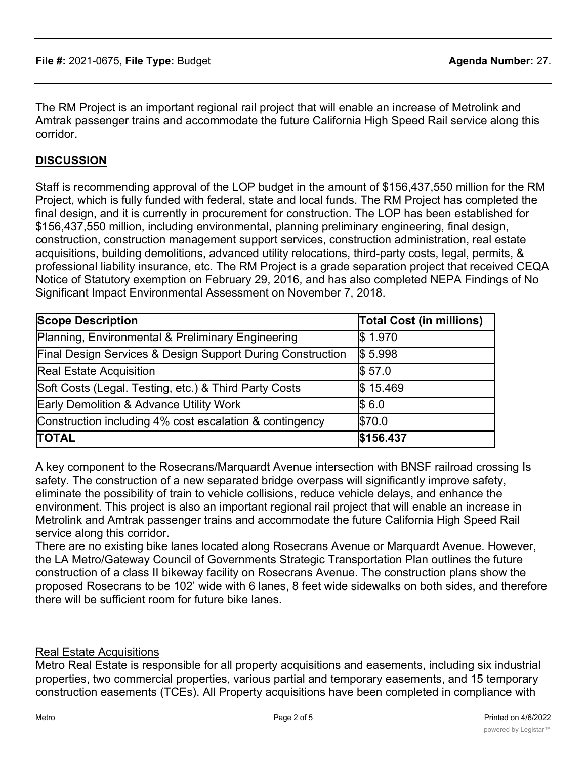**File #:** 2021-0675, **File Type:** Budget **Agenda Number:** 27.

The RM Project is an important regional rail project that will enable an increase of Metrolink and Amtrak passenger trains and accommodate the future California High Speed Rail service along this corridor.

## DISCUSSION

Staff is recommending approval of the LOP budget in the amount of $156,437,550 million for the RM Project, which is fully funded with federal, state and local funds. The RM Project has completed the final design, and it is currently in procurement for construction. The LOP has been established for $156,437,550 million, including environmental, planning preliminary engineering, final design, construction, construction management support services, construction administration, real estate acquisitions, building demolitions, advanced utility relocations, third-party costs, legal, permits, & professional liability insurance, etc. The RM Project is a grade separation project that received CEQA Notice of Statutory exemption on February 29, 2016, and has also completed NEPA Findings of No Significant Impact Environmental Assessment on November 7, 2018.

| Scope Description | Total Cost (in millions) |
|---|---|
| Planning, Environmental & Preliminary Engineering | $ 1.970 |
| Final Design Services & Design Support During Construction | $ 5.998 |
| Real Estate Acquisition | $ 57.0 |
| Soft Costs (Legal. Testing, etc.) & Third Party Costs | $ 15.469 |
| Early Demolition & Advance Utility Work | $ 6.0 |
| Construction including 4% cost escalation & contingency | $70.0 |
| **TOTAL** | **$156.437** |

A key component to the Rosecrans/Marquardt Avenue intersection with BNSF railroad crossing Is safety. The construction of a new separated bridge overpass will significantly improve safety, eliminate the possibility of train to vehicle collisions, reduce vehicle delays, and enhance the environment. This project is also an important regional rail project that will enable an increase in Metrolink and Amtrak passenger trains and accommodate the future California High Speed Rail service along this corridor.

There are no existing bike lanes located along Rosecrans Avenue or Marquardt Avenue. However, the LA Metro/Gateway Council of Governments Strategic Transportation Plan outlines the future construction of a class II bikeway facility on Rosecrans Avenue. The construction plans show the proposed Rosecrans to be 102' wide with 6 lanes, 8 feet wide sidewalks on both sides, and therefore there will be sufficient room for future bike lanes.

### Real Estate Acquisitions

Metro Real Estate is responsible for all property acquisitions and easements, including six industrial properties, two commercial properties, various partial and temporary easements, and 15 temporary construction easements (TCEs). All Property acquisitions have been completed in compliance with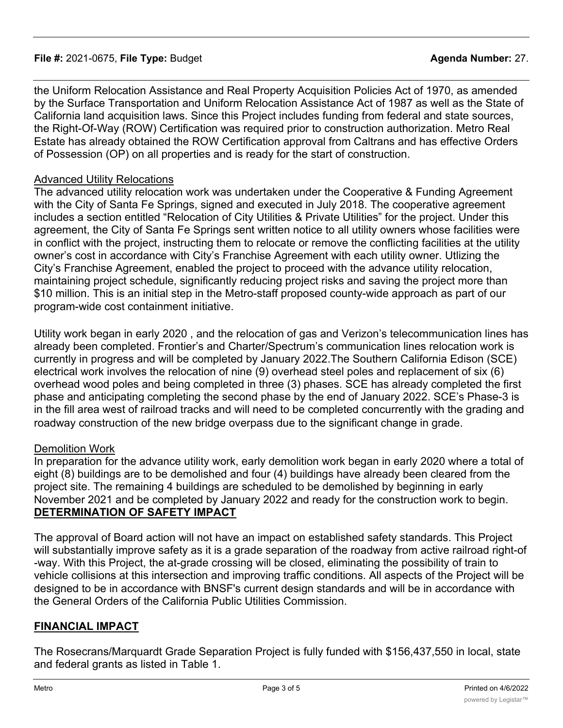the Uniform Relocation Assistance and Real Property Acquisition Policies Act of 1970, as amended by the Surface Transportation and Uniform Relocation Assistance Act of 1987 as well as the State of California land acquisition laws. Since this Project includes funding from federal and state sources, the Right-Of-Way (ROW) Certification was required prior to construction authorization. Metro Real Estate has already obtained the ROW Certification approval from Caltrans and has effective Orders of Possession (OP) on all properties and is ready for the start of construction.

Advanced Utility Relocations

The advanced utility relocation work was undertaken under the Cooperative & Funding Agreement with the City of Santa Fe Springs, signed and executed in July 2018. The cooperative agreement includes a section entitled "Relocation of City Utilities & Private Utilities" for the project. Under this agreement, the City of Santa Fe Springs sent written notice to all utility owners whose facilities were in conflict with the project, instructing them to relocate or remove the conflicting facilities at the utility owner's cost in accordance with City's Franchise Agreement with each utility owner. Utlizing the City's Franchise Agreement, enabled the project to proceed with the advance utility relocation, maintaining project schedule, significantly reducing project risks and saving the project more than $10 million. This is an initial step in the Metro-staff proposed county-wide approach as part of our program-wide cost containment initiative.

Utility work began in early 2020 , and the relocation of gas and Verizon's telecommunication lines has already been completed. Frontier's and Charter/Spectrum's communication lines relocation work is currently in progress and will be completed by January 2022.The Southern California Edison (SCE) electrical work involves the relocation of nine (9) overhead steel poles and replacement of six (6) overhead wood poles and being completed in three (3) phases. SCE has already completed the first phase and anticipating completing the second phase by the end of January 2022. SCE's Phase-3 is in the fill area west of railroad tracks and will need to be completed concurrently with the grading and roadway construction of the new bridge overpass due to the significant change in grade.

Demolition Work

In preparation for the advance utility work, early demolition work began in early 2020 where a total of eight (8) buildings are to be demolished and four (4) buildings have already been cleared from the project site. The remaining 4 buildings are scheduled to be demolished by beginning in early November 2021 and be completed by January 2022 and ready for the construction work to begin.

## DETERMINATION OF SAFETY IMPACT

The approval of Board action will not have an impact on established safety standards. This Project will substantially improve safety as it is a grade separation of the roadway from active railroad right-of-way. With this Project, the at-grade crossing will be closed, eliminating the possibility of train to vehicle collisions at this intersection and improving traffic conditions. All aspects of the Project will be designed to be in accordance with BNSF's current design standards and will be in accordance with the General Orders of the California Public Utilities Commission.

## FINANCIAL IMPACT

The Rosecrans/Marquardt Grade Separation Project is fully funded with $156,437,550 in local, state and federal grants as listed in Table 1.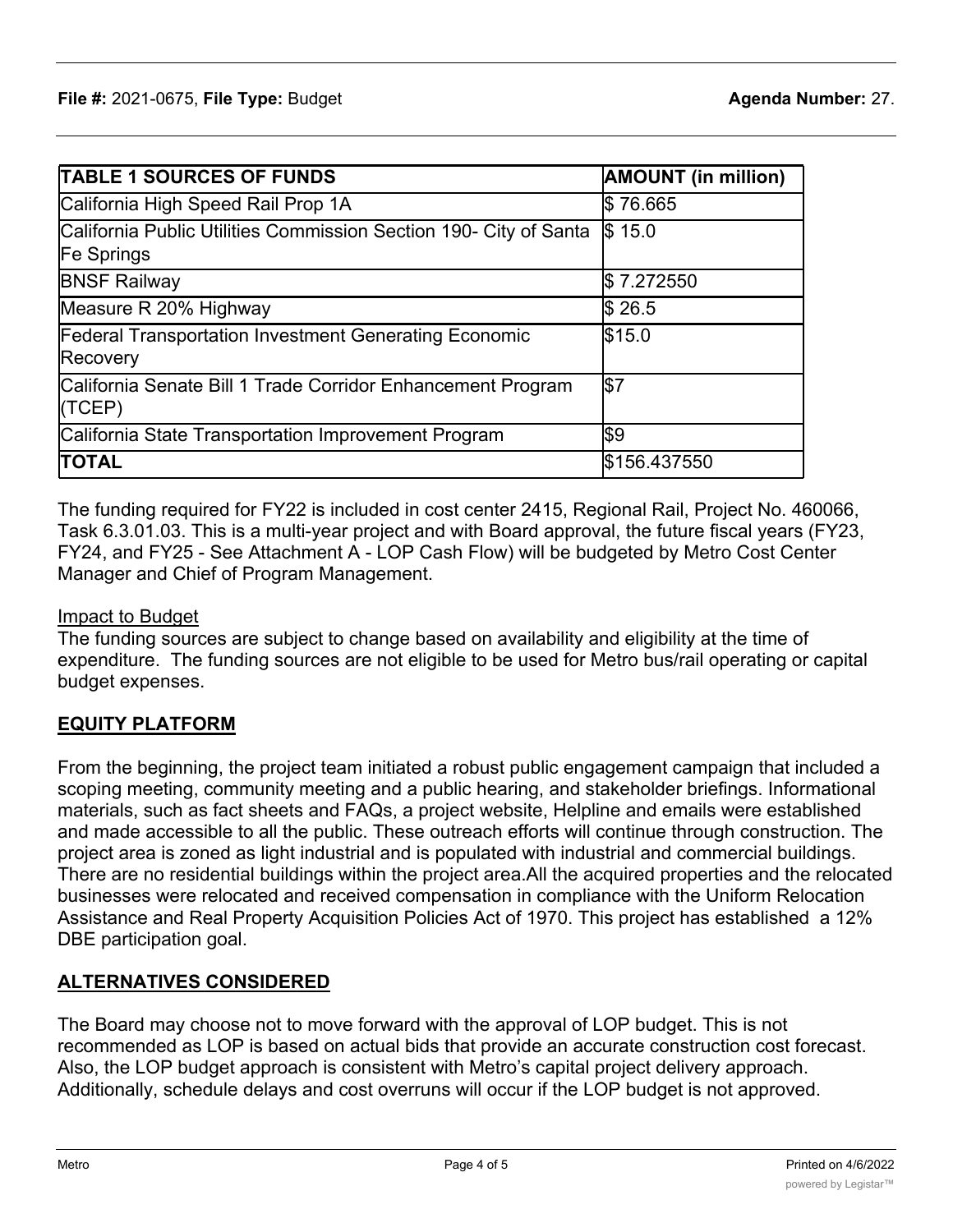| TABLE 1 SOURCES OF FUNDS | AMOUNT (in million) |
| --- | --- |
| California High Speed Rail Prop 1A | $ 76.665 |
| California Public Utilities Commission Section 190- City of Santa Fe Springs | $ 15.0 |
| BNSF Railway | $ 7.272550 |
| Measure R 20% Highway | $ 26.5 |
| Federal Transportation Investment Generating Economic Recovery | $15.0 |
| California Senate Bill 1 Trade Corridor Enhancement Program (TCEP) | $7 |
| California State Transportation Improvement Program | $9 |
| **TOTAL** | $156.437550 |

The funding required for FY22 is included in cost center 2415, Regional Rail, Project No. 460066, Task 6.3.01.03. This is a multi-year project and with Board approval, the future fiscal years (FY23, FY24, and FY25 - See Attachment A - LOP Cash Flow) will be budgeted by Metro Cost Center Manager and Chief of Program Management.

Impact to Budget

The funding sources are subject to change based on availability and eligibility at the time of expenditure. The funding sources are not eligible to be used for Metro bus/rail operating or capital budget expenses.

## EQUITY PLATFORM

From the beginning, the project team initiated a robust public engagement campaign that included a scoping meeting, community meeting and a public hearing, and stakeholder briefings. Informational materials, such as fact sheets and FAQs, a project website, Helpline and emails were established and made accessible to all the public. These outreach efforts will continue through construction. The project area is zoned as light industrial and is populated with industrial and commercial buildings. There are no residential buildings within the project area.All the acquired properties and the relocated businesses were relocated and received compensation in compliance with the Uniform Relocation Assistance and Real Property Acquisition Policies Act of 1970. This project has established a 12% DBE participation goal.

## ALTERNATIVES CONSIDERED

The Board may choose not to move forward with the approval of LOP budget. This is not recommended as LOP is based on actual bids that provide an accurate construction cost forecast. Also, the LOP budget approach is consistent with Metro's capital project delivery approach. Additionally, schedule delays and cost overruns will occur if the LOP budget is not approved.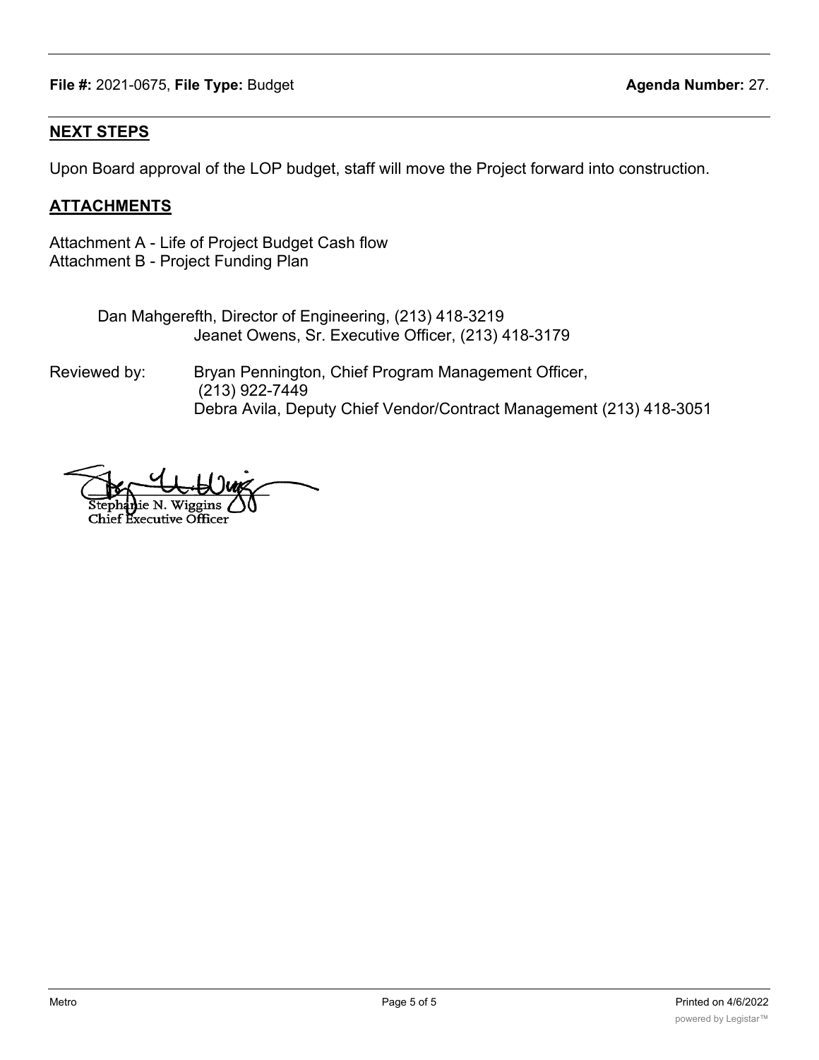## NEXT STEPS

Upon Board approval of the LOP budget, staff will move the Project forward into construction.

## ATTACHMENTS

Attachment A - Life of Project Budget Cash flow
Attachment B - Project Funding Plan

Prepared by: Dan Mahgerefth, Director of Engineering, (213) 418-3219
Jeanet Owens, Sr. Executive Officer, (213) 418-3179

Reviewed by: Bryan Pennington, Chief Program Management Officer, (213) 922-7449
Debra Avila, Deputy Chief Vendor/Contract Management (213) 418-3051

Stephanie N. Wiggins
Chief Executive Officer